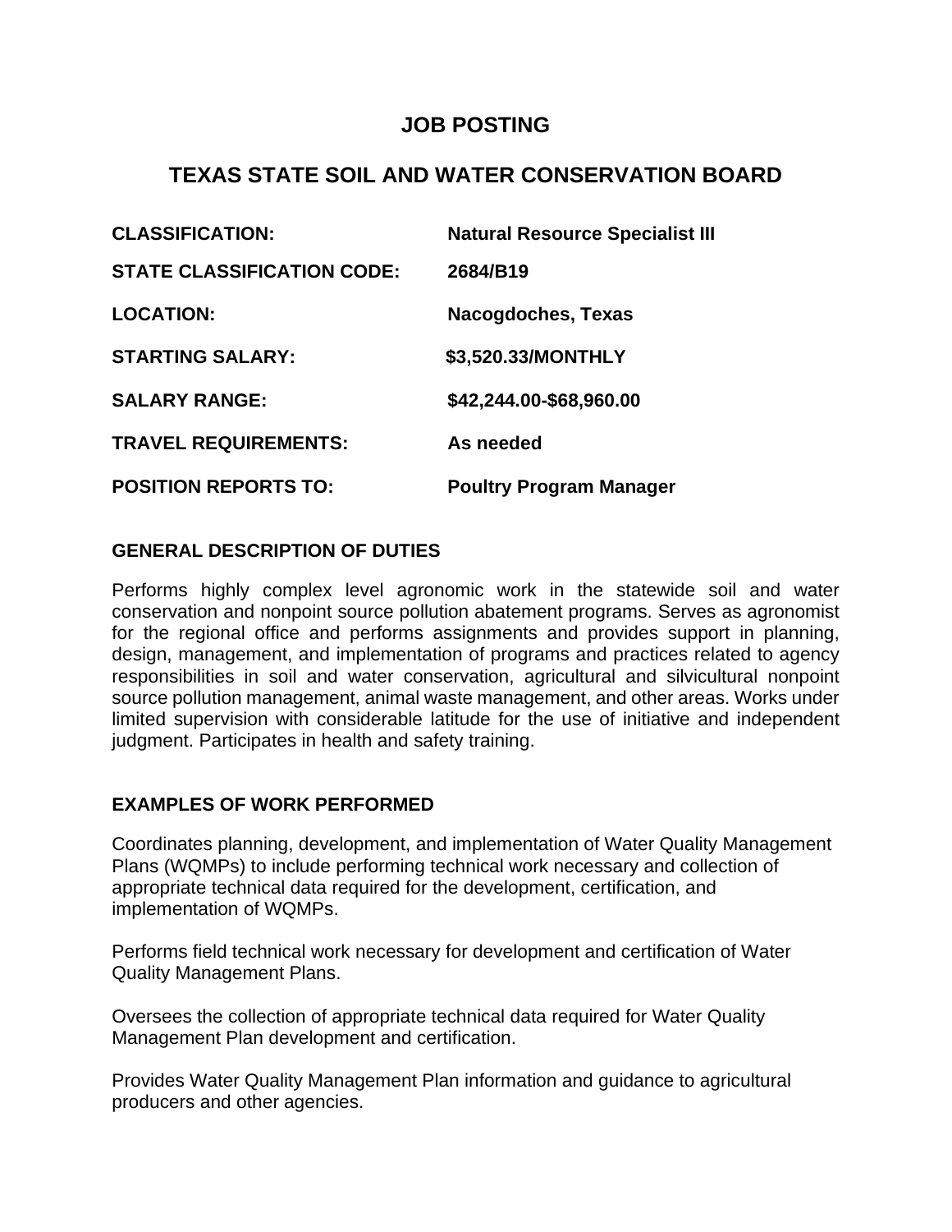# JOB POSTING

## TEXAS STATE SOIL AND WATER CONSERVATION BOARD

| | |
|---|---|
| **CLASSIFICATION:** | **Natural Resource Specialist III** |
| **STATE CLASSIFICATION CODE:** | **2684/B19** |
| **LOCATION:** | **Nacogdoches, Texas** |
| **STARTING SALARY:** | **$3,520.33/MONTHLY** |
| **SALARY RANGE:** | **$42,244.00-$68,960.00** |
| **TRAVEL REQUIREMENTS:** | **As needed** |
| **POSITION REPORTS TO:** | **Poultry Program Manager** |

### GENERAL DESCRIPTION OF DUTIES

Performs highly complex level agronomic work in the statewide soil and water conservation and nonpoint source pollution abatement programs. Serves as agronomist for the regional office and performs assignments and provides support in planning, design, management, and implementation of programs and practices related to agency responsibilities in soil and water conservation, agricultural and silvicultural nonpoint source pollution management, animal waste management, and other areas. Works under limited supervision with considerable latitude for the use of initiative and independent judgment. Participates in health and safety training.

### EXAMPLES OF WORK PERFORMED

Coordinates planning, development, and implementation of Water Quality Management Plans (WQMPs) to include performing technical work necessary and collection of appropriate technical data required for the development, certification, and implementation of WQMPs.

Performs field technical work necessary for development and certification of Water Quality Management Plans.

Oversees the collection of appropriate technical data required for Water Quality Management Plan development and certification.

Provides Water Quality Management Plan information and guidance to agricultural producers and other agencies.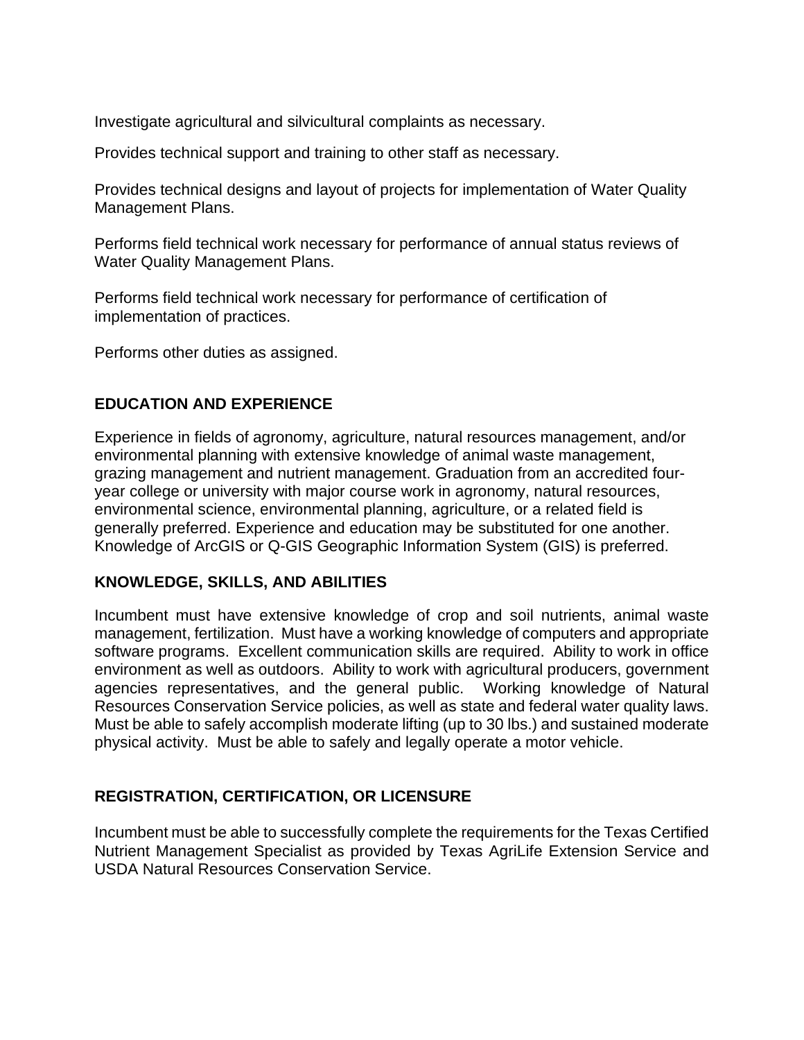Investigate agricultural and silvicultural complaints as necessary.

Provides technical support and training to other staff as necessary.

Provides technical designs and layout of projects for implementation of Water Quality Management Plans.

Performs field technical work necessary for performance of annual status reviews of Water Quality Management Plans.

Performs field technical work necessary for performance of certification of implementation of practices.

Performs other duties as assigned.

## EDUCATION AND EXPERIENCE

Experience in fields of agronomy, agriculture, natural resources management, and/or environmental planning with extensive knowledge of animal waste management, grazing management and nutrient management. Graduation from an accredited four-year college or university with major course work in agronomy, natural resources, environmental science, environmental planning, agriculture, or a related field is generally preferred. Experience and education may be substituted for one another. Knowledge of ArcGIS or Q-GIS Geographic Information System (GIS) is preferred.

## KNOWLEDGE, SKILLS, AND ABILITIES

Incumbent must have extensive knowledge of crop and soil nutrients, animal waste management, fertilization. Must have a working knowledge of computers and appropriate software programs. Excellent communication skills are required. Ability to work in office environment as well as outdoors. Ability to work with agricultural producers, government agencies representatives, and the general public. Working knowledge of Natural Resources Conservation Service policies, as well as state and federal water quality laws. Must be able to safely accomplish moderate lifting (up to 30 lbs.) and sustained moderate physical activity. Must be able to safely and legally operate a motor vehicle.

## REGISTRATION, CERTIFICATION, OR LICENSURE

Incumbent must be able to successfully complete the requirements for the Texas Certified Nutrient Management Specialist as provided by Texas AgriLife Extension Service and USDA Natural Resources Conservation Service.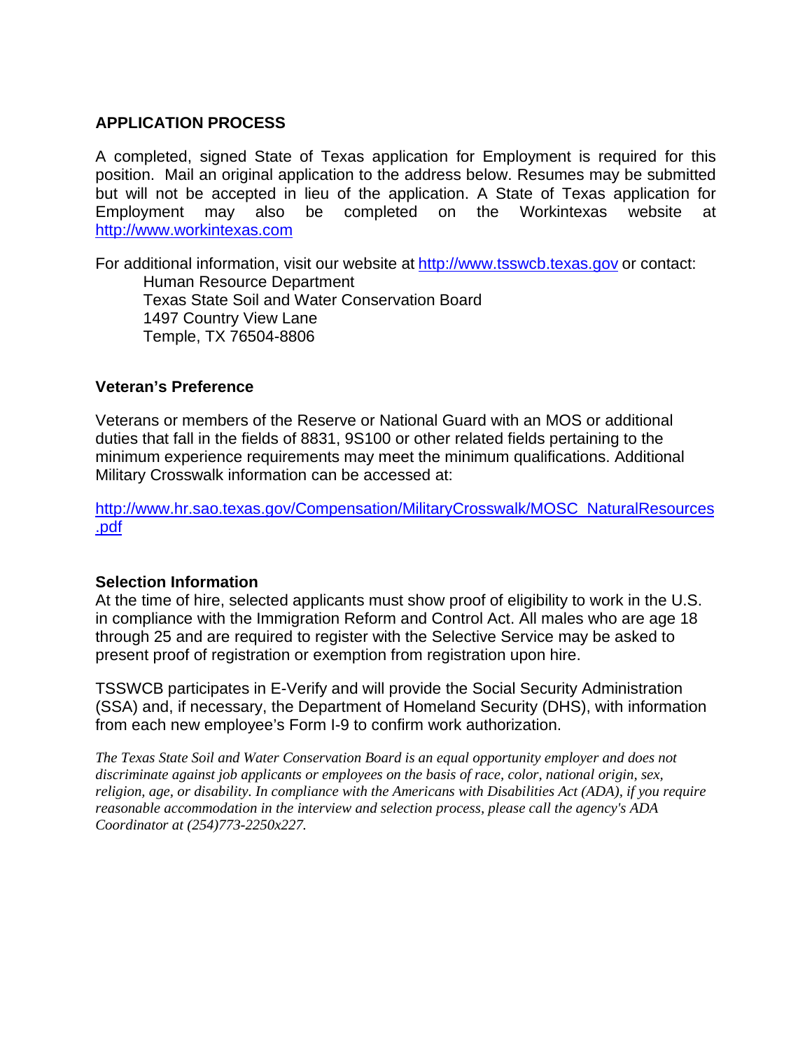## APPLICATION PROCESS

A completed, signed State of Texas application for Employment is required for this position. Mail an original application to the address below. Resumes may be submitted but will not be accepted in lieu of the application. A State of Texas application for Employment may also be completed on the Workintexas website at http://www.workintexas.com

For additional information, visit our website at http://www.tsswcb.texas.gov or contact:

Human Resource Department
Texas State Soil and Water Conservation Board
1497 Country View Lane
Temple, TX 76504-8806

### Veteran's Preference

Veterans or members of the Reserve or National Guard with an MOS or additional duties that fall in the fields of 8831, 9S100 or other related fields pertaining to the minimum experience requirements may meet the minimum qualifications. Additional Military Crosswalk information can be accessed at:

http://www.hr.sao.texas.gov/Compensation/MilitaryCrosswalk/MOSC_NaturalResources.pdf

### Selection Information

At the time of hire, selected applicants must show proof of eligibility to work in the U.S. in compliance with the Immigration Reform and Control Act. All males who are age 18 through 25 and are required to register with the Selective Service may be asked to present proof of registration or exemption from registration upon hire.

TSSWCB participates in E-Verify and will provide the Social Security Administration (SSA) and, if necessary, the Department of Homeland Security (DHS), with information from each new employee's Form I-9 to confirm work authorization.

*The Texas State Soil and Water Conservation Board is an equal opportunity employer and does not discriminate against job applicants or employees on the basis of race, color, national origin, sex, religion, age, or disability. In compliance with the Americans with Disabilities Act (ADA), if you require reasonable accommodation in the interview and selection process, please call the agency's ADA Coordinator at (254)773-2250x227.*